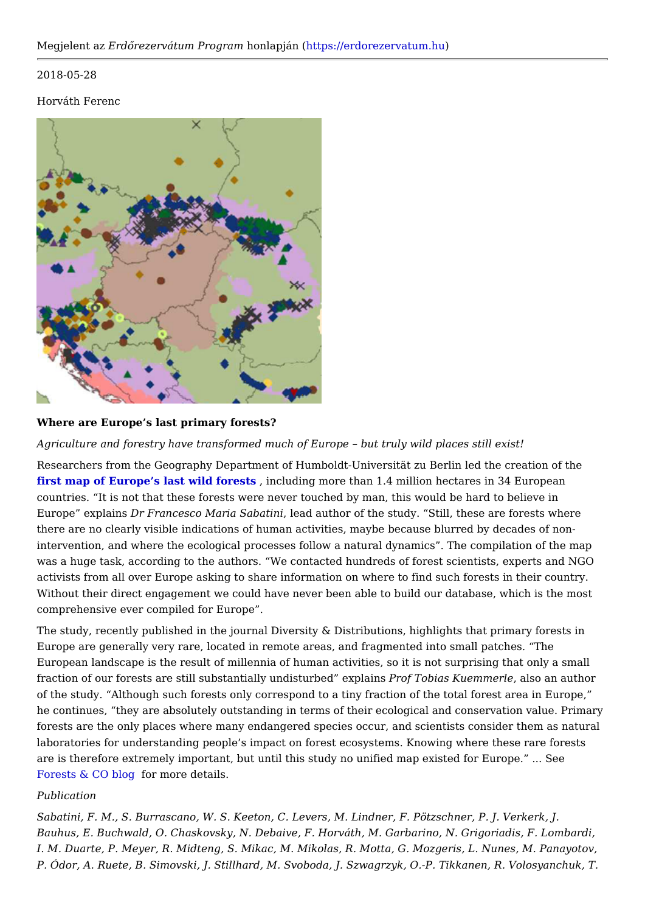Megjelent az *Erdőrezervátum Program* honlapján (https://erdorezervatum.hu)

2018-05-28

Horváth Ferenc

**Where are Europe's last primary forests?**

*Agriculture and forestry have transformed much of Europe – but truly wild places still exist!*

Researchers from the Geography Department of Humboldt-Universität zu Berlin led the creation of the **first map of Europe's last wild forests** , including more than 1.4 million hectares in 34 European countries. "It is not that these forests were never touched by man, this would be hard to believe in Europe" explains *Dr Francesco Maria Sabatini*, lead author of the study. "Still, these are forests where there are no clearly visible indications of human activities, maybe because blurred by decades of non-intervention, and where the ecological processes follow a natural dynamics". The compilation of the map was a huge task, according to the authors. "We contacted hundreds of forest scientists, experts and NGO activists from all over Europe asking to share information on where to find such forests in their country. Without their direct engagement we could have never been able to build our database, which is the most comprehensive ever compiled for Europe".

The study, recently published in the journal Diversity & Distributions, highlights that primary forests in Europe are generally very rare, located in remote areas, and fragmented into small patches. "The European landscape is the result of millennia of human activities, so it is not surprising that only a small fraction of our forests are still substantially undisturbed" explains *Prof Tobias Kuemmerle*, also an author of the study. "Although such forests only correspond to a tiny fraction of the total forest area in Europe," he continues, "they are absolutely outstanding in terms of their ecological and conservation value. Primary forests are the only places where many endangered species occur, and scientists consider them as natural laboratories for understanding people's impact on forest ecosystems. Knowing where these rare forests are is therefore extremely important, but until this study no unified map existed for Europe." ... See Forests & CO blog for more details.

*Publication*

*Sabatini, F. M., S. Burrascano, W. S. Keeton, C. Levers, M. Lindner, F. Pötzschner, P. J. Verkerk, J. Bauhus, E. Buchwald, O. Chaskovsky, N. Debaive, F. Horváth, M. Garbarino, N. Grigoriadis, F. Lombardi, I. M. Duarte, P. Meyer, R. Midteng, S. Mikac, M. Mikolas, R. Motta, G. Mozgeris, L. Nunes, M. Panayotov, P. Ódor, A. Ruete, B. Simovski, J. Stillhard, M. Svoboda, J. Szwagrzyk, O.-P. Tikkanen, R. Volosyanchuk, T.*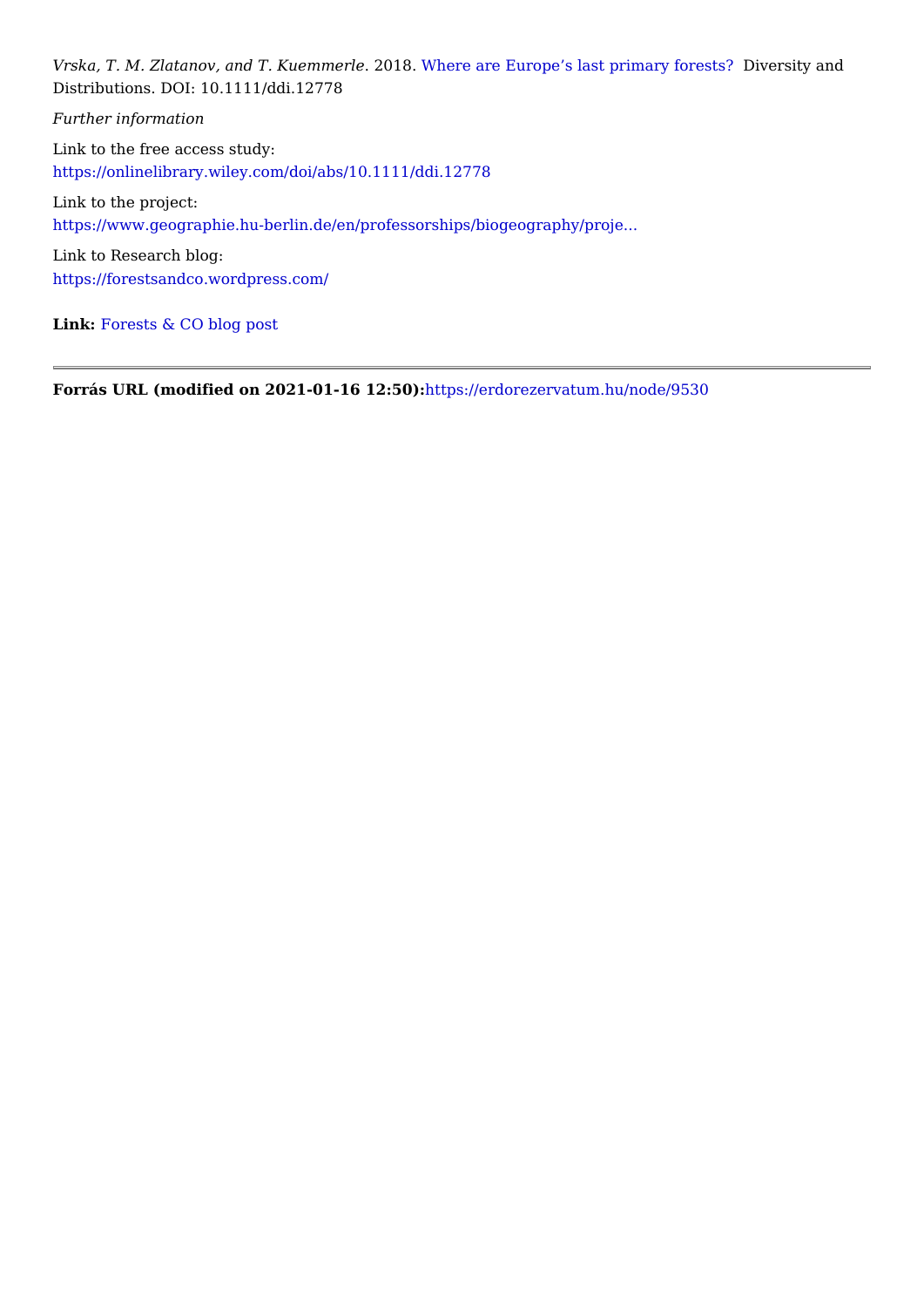*Vrska, T. M. Zlatanov, and T. Kuemmerle*. 2018. Where are Europe's last primary forests? Diversity and Distributions. DOI: 10.1111/ddi.12778

*Further information*

Link to the free access study:
https://onlinelibrary.wiley.com/doi/abs/10.1111/ddi.12778

Link to the project:
https://www.geographie.hu-berlin.de/en/professorships/biogeography/proje...

Link to Research blog:
https://forestsandco.wordpress.com/

**Link:** Forests & CO blog post

---

**Forrás URL (modified on 2021-01-16 12:50):** https://erdorezervatum.hu/node/9530